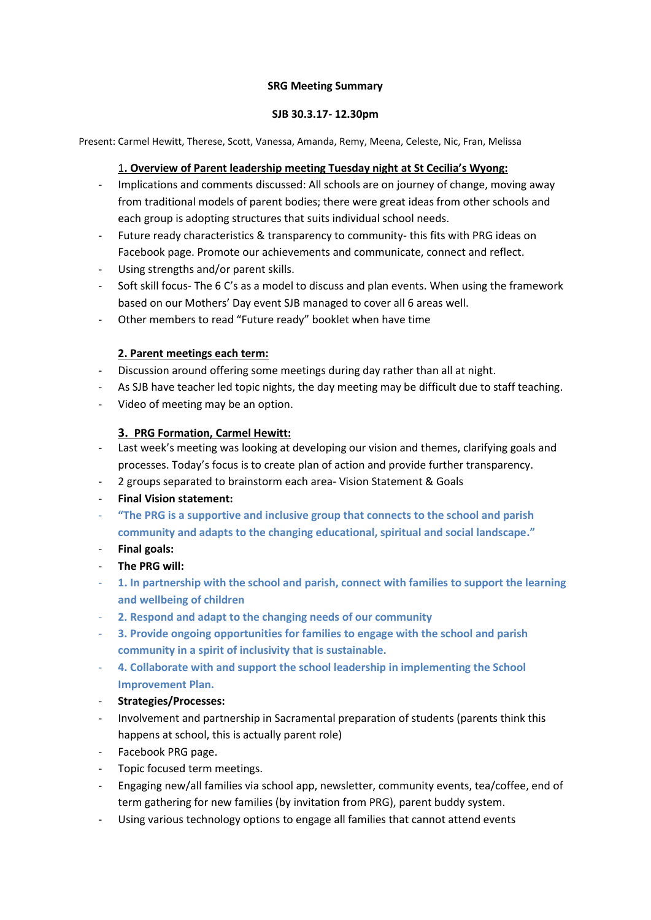**SRG Meeting Summary**

**SJB 30.3.17- 12.30pm**

Present: Carmel Hewitt, Therese, Scott, Vanessa, Amanda, Remy, Meena, Celeste, Nic, Fran, Melissa

## 1. Overview of Parent leadership meeting Tuesday night at St Cecilia's Wyong:

- Implications and comments discussed: All schools are on journey of change, moving away from traditional models of parent bodies; there were great ideas from other schools and each group is adopting structures that suits individual school needs.
- Future ready characteristics & transparency to community- this fits with PRG ideas on Facebook page. Promote our achievements and communicate, connect and reflect.
- Using strengths and/or parent skills.
- Soft skill focus- The 6 C's as a model to discuss and plan events. When using the framework based on our Mothers' Day event SJB managed to cover all 6 areas well.
- Other members to read "Future ready" booklet when have time

## 2. Parent meetings each term:

- Discussion around offering some meetings during day rather than all at night.
- As SJB have teacher led topic nights, the day meeting may be difficult due to staff teaching.
- Video of meeting may be an option.

## 3. PRG Formation, Carmel Hewitt:

- Last week's meeting was looking at developing our vision and themes, clarifying goals and processes. Today's focus is to create plan of action and provide further transparency.
- 2 groups separated to brainstorm each area- Vision Statement & Goals
- **Final Vision statement:**
- **"The PRG is a supportive and inclusive group that connects to the school and parish community and adapts to the changing educational, spiritual and social landscape."**
- **Final goals:**
- **The PRG will:**
- **1. In partnership with the school and parish, connect with families to support the learning and wellbeing of children**
- **2. Respond and adapt to the changing needs of our community**
- **3. Provide ongoing opportunities for families to engage with the school and parish community in a spirit of inclusivity that is sustainable.**
- **4. Collaborate with and support the school leadership in implementing the School Improvement Plan.**
- **Strategies/Processes:**
- Involvement and partnership in Sacramental preparation of students (parents think this happens at school, this is actually parent role)
- Facebook PRG page.
- Topic focused term meetings.
- Engaging new/all families via school app, newsletter, community events, tea/coffee, end of term gathering for new families (by invitation from PRG), parent buddy system.
- Using various technology options to engage all families that cannot attend events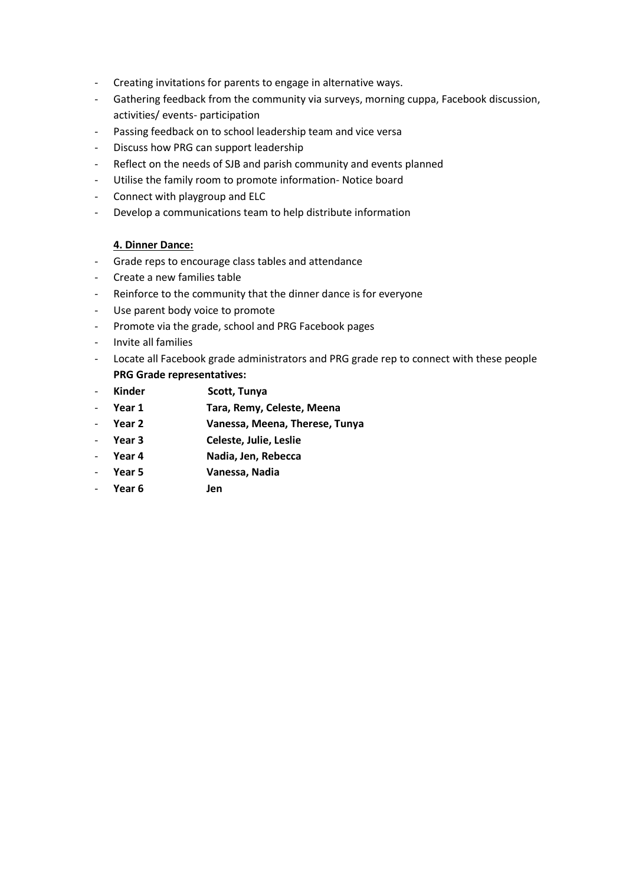- Creating invitations for parents to engage in alternative ways.
- Gathering feedback from the community via surveys, morning cuppa, Facebook discussion, activities/ events- participation
- Passing feedback on to school leadership team and vice versa
- Discuss how PRG can support leadership
- Reflect on the needs of SJB and parish community and events planned
- Utilise the family room to promote information- Notice board
- Connect with playgroup and ELC
- Develop a communications team to help distribute information

**4. Dinner Dance:**

- Grade reps to encourage class tables and attendance
- Create a new families table
- Reinforce to the community that the dinner dance is for everyone
- Use parent body voice to promote
- Promote via the grade, school and PRG Facebook pages
- Invite all families
- Locate all Facebook grade administrators and PRG grade rep to connect with these people

  **PRG Grade representatives:**

- **Kinder** **Scott, Tunya**
- **Year 1** **Tara, Remy, Celeste, Meena**
- **Year 2** **Vanessa, Meena, Therese, Tunya**
- **Year 3** **Celeste, Julie, Leslie**
- **Year 4** **Nadia, Jen, Rebecca**
- **Year 5** **Vanessa, Nadia**
- **Year 6** **Jen**